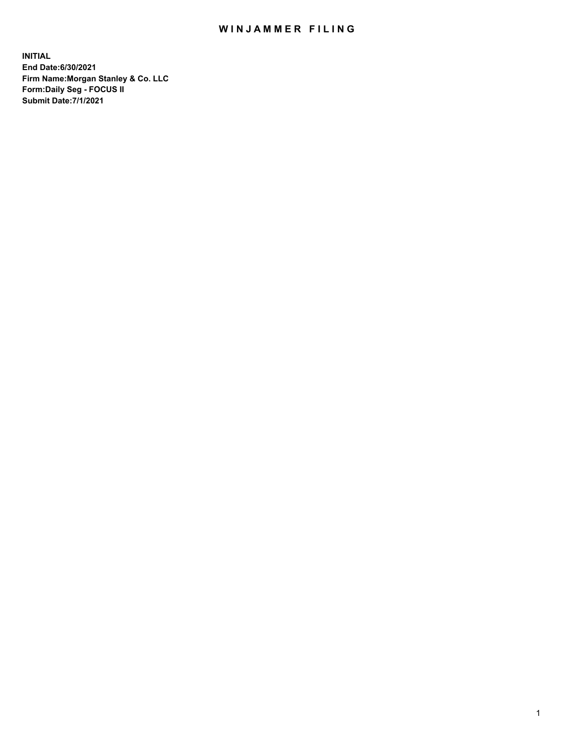# WINJAMMER FILING

**INITIAL**
**End Date:6/30/2021**
**Firm Name:Morgan Stanley & Co. LLC**
**Form:Daily Seg - FOCUS II**
**Submit Date:7/1/2021**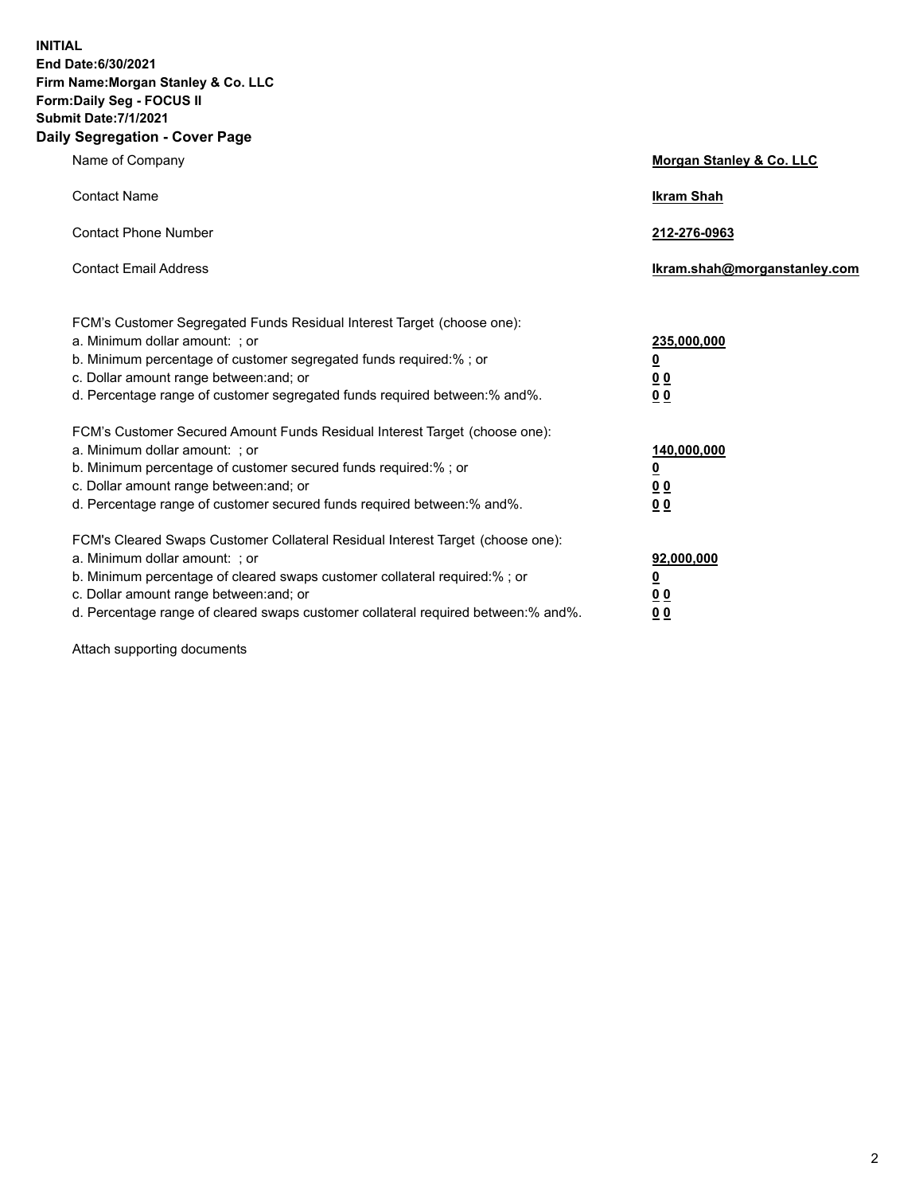**INITIAL**
**End Date:6/30/2021**
**Firm Name:Morgan Stanley & Co. LLC**
**Form:Daily Seg - FOCUS II**
**Submit Date:7/1/2021**

## Daily Segregation - Cover Page

| | |
|---|---|
| Name of Company | **Morgan Stanley & Co. LLC** |
| Contact Name | **Ikram Shah** |
| Contact Phone Number | **212-276-0963** |
| Contact Email Address | **Ikram.shah@morganstanley.com** |

| | |
|---|---|
| FCM's Customer Segregated Funds Residual Interest Target (choose one): | |
| a. Minimum dollar amount: ; or | **235,000,000** |
| b. Minimum percentage of customer segregated funds required:% ; or | **0** |
| c. Dollar amount range between:and; or | **0 0** |
| d. Percentage range of customer segregated funds required between:% and%. | **0 0** |
| FCM's Customer Secured Amount Funds Residual Interest Target (choose one): | |
| a. Minimum dollar amount: ; or | **140,000,000** |
| b. Minimum percentage of customer secured funds required:% ; or | **0** |
| c. Dollar amount range between:and; or | **0 0** |
| d. Percentage range of customer secured funds required between:% and%. | **0 0** |
| FCM's Cleared Swaps Customer Collateral Residual Interest Target (choose one): | |
| a. Minimum dollar amount: ; or | **92,000,000** |
| b. Minimum percentage of cleared swaps customer collateral required:% ; or | **0** |
| c. Dollar amount range between:and; or | **0 0** |
| d. Percentage range of cleared swaps customer collateral required between:% and%. | **0 0** |

Attach supporting documents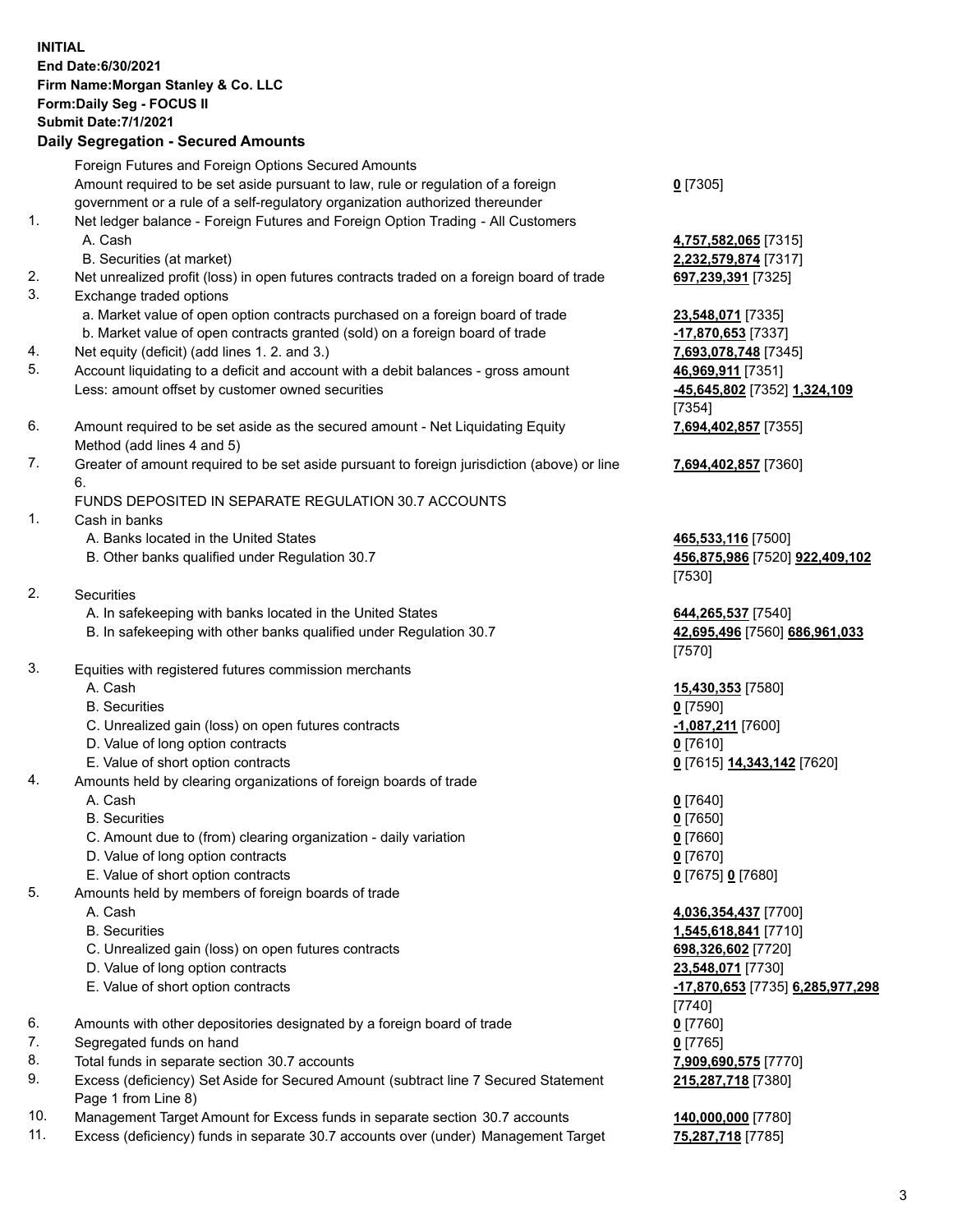**INITIAL**
**End Date:6/30/2021**
**Firm Name:Morgan Stanley & Co. LLC**
**Form:Daily Seg - FOCUS II**
**Submit Date:7/1/2021**

## Daily Segregation - Secured Amounts

| | Foreign Futures and Foreign Options Secured Amounts | |
|---|---|---|
| | Amount required to be set aside pursuant to law, rule or regulation of a foreign government or a rule of a self-regulatory organization authorized thereunder | **0** [7305] |
| 1. | Net ledger balance - Foreign Futures and Foreign Option Trading - All Customers | |
| | A. Cash | **4,757,582,065** [7315] |
| | B. Securities (at market) | **2,232,579,874** [7317] |
| 2. | Net unrealized profit (loss) in open futures contracts traded on a foreign board of trade | **697,239,391** [7325] |
| 3. | Exchange traded options | |
| | a. Market value of open option contracts purchased on a foreign board of trade | **23,548,071** [7335] |
| | b. Market value of open contracts granted (sold) on a foreign board of trade | **-17,870,653** [7337] |
| 4. | Net equity (deficit) (add lines 1. 2. and 3.) | **7,693,078,748** [7345] |
| 5. | Account liquidating to a deficit and account with a debit balances - gross amount | **46,969,911** [7351] |
| | Less: amount offset by customer owned securities | **-45,645,802** [7352] **1,324,109** [7354] |
| 6. | Amount required to be set aside as the secured amount - Net Liquidating Equity Method (add lines 4 and 5) | **7,694,402,857** [7355] |
| 7. | Greater of amount required to be set aside pursuant to foreign jurisdiction (above) or line 6. | **7,694,402,857** [7360] |
| | FUNDS DEPOSITED IN SEPARATE REGULATION 30.7 ACCOUNTS | |
| 1. | Cash in banks | |
| | A. Banks located in the United States | **465,533,116** [7500] |
| | B. Other banks qualified under Regulation 30.7 | **456,875,986** [7520] **922,409,102** [7530] |
| 2. | Securities | |
| | A. In safekeeping with banks located in the United States | **644,265,537** [7540] |
| | B. In safekeeping with other banks qualified under Regulation 30.7 | **42,695,496** [7560] **686,961,033** [7570] |
| 3. | Equities with registered futures commission merchants | |
| | A. Cash | **15,430,353** [7580] |
| | B. Securities | **0** [7590] |
| | C. Unrealized gain (loss) on open futures contracts | **-1,087,211** [7600] |
| | D. Value of long option contracts | **0** [7610] |
| | E. Value of short option contracts | **0** [7615] **14,343,142** [7620] |
| 4. | Amounts held by clearing organizations of foreign boards of trade | |
| | A. Cash | **0** [7640] |
| | B. Securities | **0** [7650] |
| | C. Amount due to (from) clearing organization - daily variation | **0** [7660] |
| | D. Value of long option contracts | **0** [7670] |
| | E. Value of short option contracts | **0** [7675] **0** [7680] |
| 5. | Amounts held by members of foreign boards of trade | |
| | A. Cash | **4,036,354,437** [7700] |
| | B. Securities | **1,545,618,841** [7710] |
| | C. Unrealized gain (loss) on open futures contracts | **698,326,602** [7720] |
| | D. Value of long option contracts | **23,548,071** [7730] |
| | E. Value of short option contracts | **-17,870,653** [7735] **6,285,977,298** [7740] |
| 6. | Amounts with other depositories designated by a foreign board of trade | **0** [7760] |
| 7. | Segregated funds on hand | **0** [7765] |
| 8. | Total funds in separate section 30.7 accounts | **7,909,690,575** [7770] |
| 9. | Excess (deficiency) Set Aside for Secured Amount (subtract line 7 Secured Statement Page 1 from Line 8) | **215,287,718** [7380] |
| 10. | Management Target Amount for Excess funds in separate section 30.7 accounts | **140,000,000** [7780] |
| 11. | Excess (deficiency) funds in separate 30.7 accounts over (under) Management Target | **75,287,718** [7785] |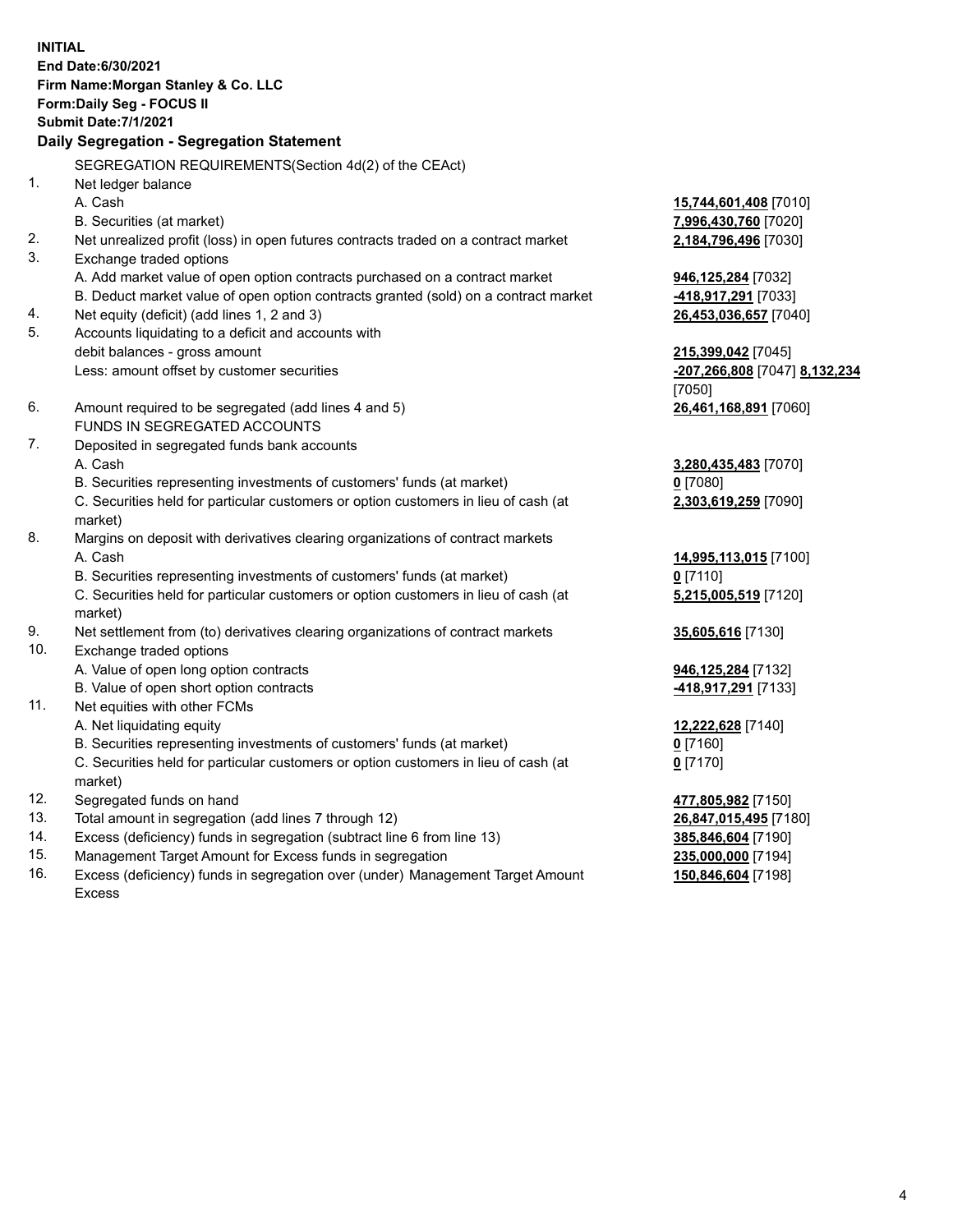**INITIAL**
**End Date:6/30/2021**
**Firm Name:Morgan Stanley & Co. LLC**
**Form:Daily Seg - FOCUS II**
**Submit Date:7/1/2021**

**Daily Segregation - Segregation Statement**

| | | |
|---|---|---|
| | SEGREGATION REQUIREMENTS(Section 4d(2) of the CEAct) | |
| 1. | Net ledger balance | |
| | A. Cash | **15,744,601,408** [7010] |
| | B. Securities (at market) | **7,996,430,760** [7020] |
| 2. | Net unrealized profit (loss) in open futures contracts traded on a contract market | **2,184,796,496** [7030] |
| 3. | Exchange traded options | |
| | A. Add market value of open option contracts purchased on a contract market | **946,125,284** [7032] |
| | B. Deduct market value of open option contracts granted (sold) on a contract market | **-418,917,291** [7033] |
| 4. | Net equity (deficit) (add lines 1, 2 and 3) | **26,453,036,657** [7040] |
| 5. | Accounts liquidating to a deficit and accounts with debit balances - gross amount | **215,399,042** [7045] |
| | Less: amount offset by customer securities | **-207,266,808** [7047] **8,132,234** [7050] |
| 6. | Amount required to be segregated (add lines 4 and 5) | **26,461,168,891** [7060] |
| | FUNDS IN SEGREGATED ACCOUNTS | |
| 7. | Deposited in segregated funds bank accounts | |
| | A. Cash | **3,280,435,483** [7070] |
| | B. Securities representing investments of customers' funds (at market) | **0** [7080] |
| | C. Securities held for particular customers or option customers in lieu of cash (at market) | **2,303,619,259** [7090] |
| 8. | Margins on deposit with derivatives clearing organizations of contract markets | |
| | A. Cash | **14,995,113,015** [7100] |
| | B. Securities representing investments of customers' funds (at market) | **0** [7110] |
| | C. Securities held for particular customers or option customers in lieu of cash (at market) | **5,215,005,519** [7120] |
| 9. | Net settlement from (to) derivatives clearing organizations of contract markets | **35,605,616** [7130] |
| 10. | Exchange traded options | |
| | A. Value of open long option contracts | **946,125,284** [7132] |
| | B. Value of open short option contracts | **-418,917,291** [7133] |
| 11. | Net equities with other FCMs | |
| | A. Net liquidating equity | **12,222,628** [7140] |
| | B. Securities representing investments of customers' funds (at market) | **0** [7160] |
| | C. Securities held for particular customers or option customers in lieu of cash (at market) | **0** [7170] |
| 12. | Segregated funds on hand | **477,805,982** [7150] |
| 13. | Total amount in segregation (add lines 7 through 12) | **26,847,015,495** [7180] |
| 14. | Excess (deficiency) funds in segregation (subtract line 6 from line 13) | **385,846,604** [7190] |
| 15. | Management Target Amount for Excess funds in segregation | **235,000,000** [7194] |
| 16. | Excess (deficiency) funds in segregation over (under) Management Target Amount Excess | **150,846,604** [7198] |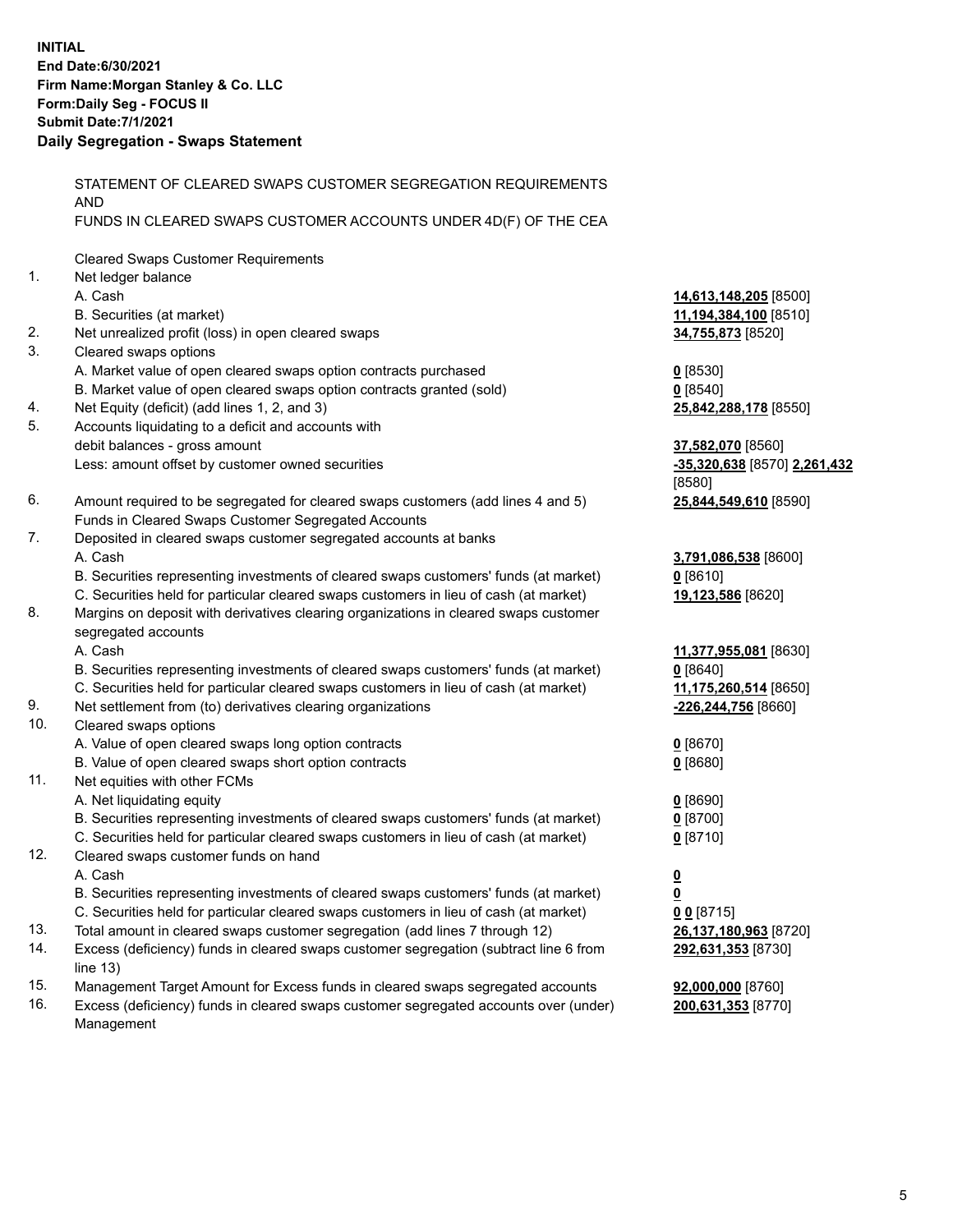**INITIAL**
**End Date:6/30/2021**
**Firm Name:Morgan Stanley & Co. LLC**
**Form:Daily Seg - FOCUS II**
**Submit Date:7/1/2021**
**Daily Segregation - Swaps Statement**

STATEMENT OF CLEARED SWAPS CUSTOMER SEGREGATION REQUIREMENTS AND FUNDS IN CLEARED SWAPS CUSTOMER ACCOUNTS UNDER 4D(F) OF THE CEA

| | | |
|---|---|---|
| | Cleared Swaps Customer Requirements | |
| 1. | Net ledger balance | |
| | A. Cash | **14,613,148,205** [8500] |
| | B. Securities (at market) | **11,194,384,100** [8510] |
| 2. | Net unrealized profit (loss) in open cleared swaps | **34,755,873** [8520] |
| 3. | Cleared swaps options | |
| | A. Market value of open cleared swaps option contracts purchased | **0** [8530] |
| | B. Market value of open cleared swaps option contracts granted (sold) | **0** [8540] |
| 4. | Net Equity (deficit) (add lines 1, 2, and 3) | **25,842,288,178** [8550] |
| 5. | Accounts liquidating to a deficit and accounts with debit balances - gross amount | **37,582,070** [8560] |
| | Less: amount offset by customer owned securities | **-35,320,638** [8570] **2,261,432** [8580] |
| 6. | Amount required to be segregated for cleared swaps customers (add lines 4 and 5) | **25,844,549,610** [8590] |
| | Funds in Cleared Swaps Customer Segregated Accounts | |
| 7. | Deposited in cleared swaps customer segregated accounts at banks | |
| | A. Cash | **3,791,086,538** [8600] |
| | B. Securities representing investments of cleared swaps customers' funds (at market) | **0** [8610] |
| | C. Securities held for particular cleared swaps customers in lieu of cash (at market) | **19,123,586** [8620] |
| 8. | Margins on deposit with derivatives clearing organizations in cleared swaps customer segregated accounts | |
| | A. Cash | **11,377,955,081** [8630] |
| | B. Securities representing investments of cleared swaps customers' funds (at market) | **0** [8640] |
| | C. Securities held for particular cleared swaps customers in lieu of cash (at market) | **11,175,260,514** [8650] |
| 9. | Net settlement from (to) derivatives clearing organizations | **-226,244,756** [8660] |
| 10. | Cleared swaps options | |
| | A. Value of open cleared swaps long option contracts | **0** [8670] |
| | B. Value of open cleared swaps short option contracts | **0** [8680] |
| 11. | Net equities with other FCMs | |
| | A. Net liquidating equity | **0** [8690] |
| | B. Securities representing investments of cleared swaps customers' funds (at market) | **0** [8700] |
| | C. Securities held for particular cleared swaps customers in lieu of cash (at market) | **0** [8710] |
| 12. | Cleared swaps customer funds on hand | |
| | A. Cash | **0** |
| | B. Securities representing investments of cleared swaps customers' funds (at market) | **0** |
| | C. Securities held for particular cleared swaps customers in lieu of cash (at market) | **0** **0** [8715] |
| 13. | Total amount in cleared swaps customer segregation (add lines 7 through 12) | **26,137,180,963** [8720] |
| 14. | Excess (deficiency) funds in cleared swaps customer segregation (subtract line 6 from line 13) | **292,631,353** [8730] |
| 15. | Management Target Amount for Excess funds in cleared swaps segregated accounts | **92,000,000** [8760] |
| 16. | Excess (deficiency) funds in cleared swaps customer segregated accounts over (under) Management | **200,631,353** [8770] |